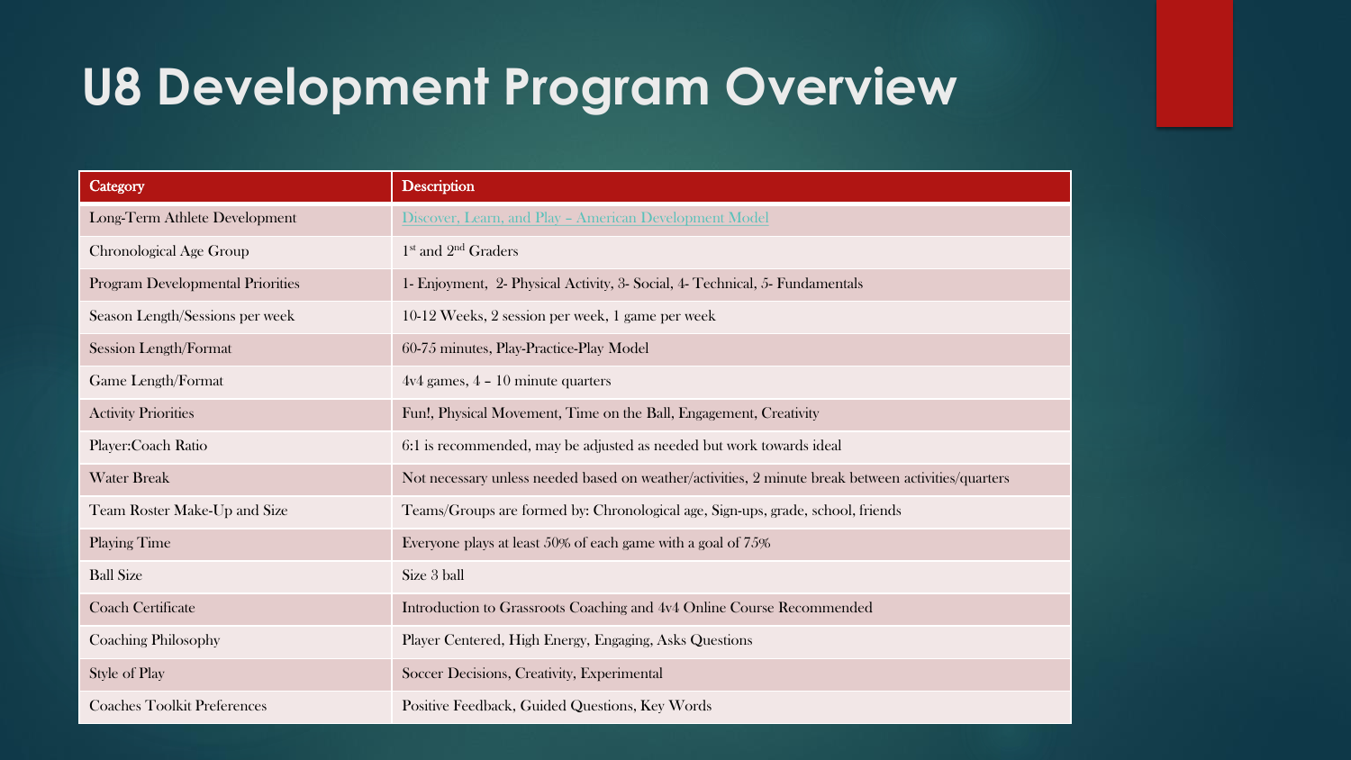# U8 Development Program Overview

| Category | Description |
|---|---|
| Long-Term Athlete Development | [Discover, Learn, and Play – American Development Model] |
| Chronological Age Group | 1st and 2nd Graders |
| Program Developmental Priorities | 1- Enjoyment, 2- Physical Activity, 3- Social, 4- Technical, 5- Fundamentals |
| Season Length/Sessions per week | 10-12 Weeks, 2 session per week, 1 game per week |
| Session Length/Format | 60-75 minutes, Play-Practice-Play Model |
| Game Length/Format | 4v4 games, 4 – 10 minute quarters |
| Activity Priorities | Fun!, Physical Movement, Time on the Ball, Engagement, Creativity |
| Player:Coach Ratio | 6:1 is recommended, may be adjusted as needed but work towards ideal |
| Water Break | Not necessary unless needed based on weather/activities, 2 minute break between activities/quarters |
| Team Roster Make-Up and Size | Teams/Groups are formed by: Chronological age, Sign-ups, grade, school, friends |
| Playing Time | Everyone plays at least 50% of each game with a goal of 75% |
| Ball Size | Size 3 ball |
| Coach Certificate | Introduction to Grassroots Coaching and 4v4 Online Course Recommended |
| Coaching Philosophy | Player Centered, High Energy, Engaging, Asks Questions |
| Style of Play | Soccer Decisions, Creativity, Experimental |
| Coaches Toolkit Preferences | Positive Feedback, Guided Questions, Key Words |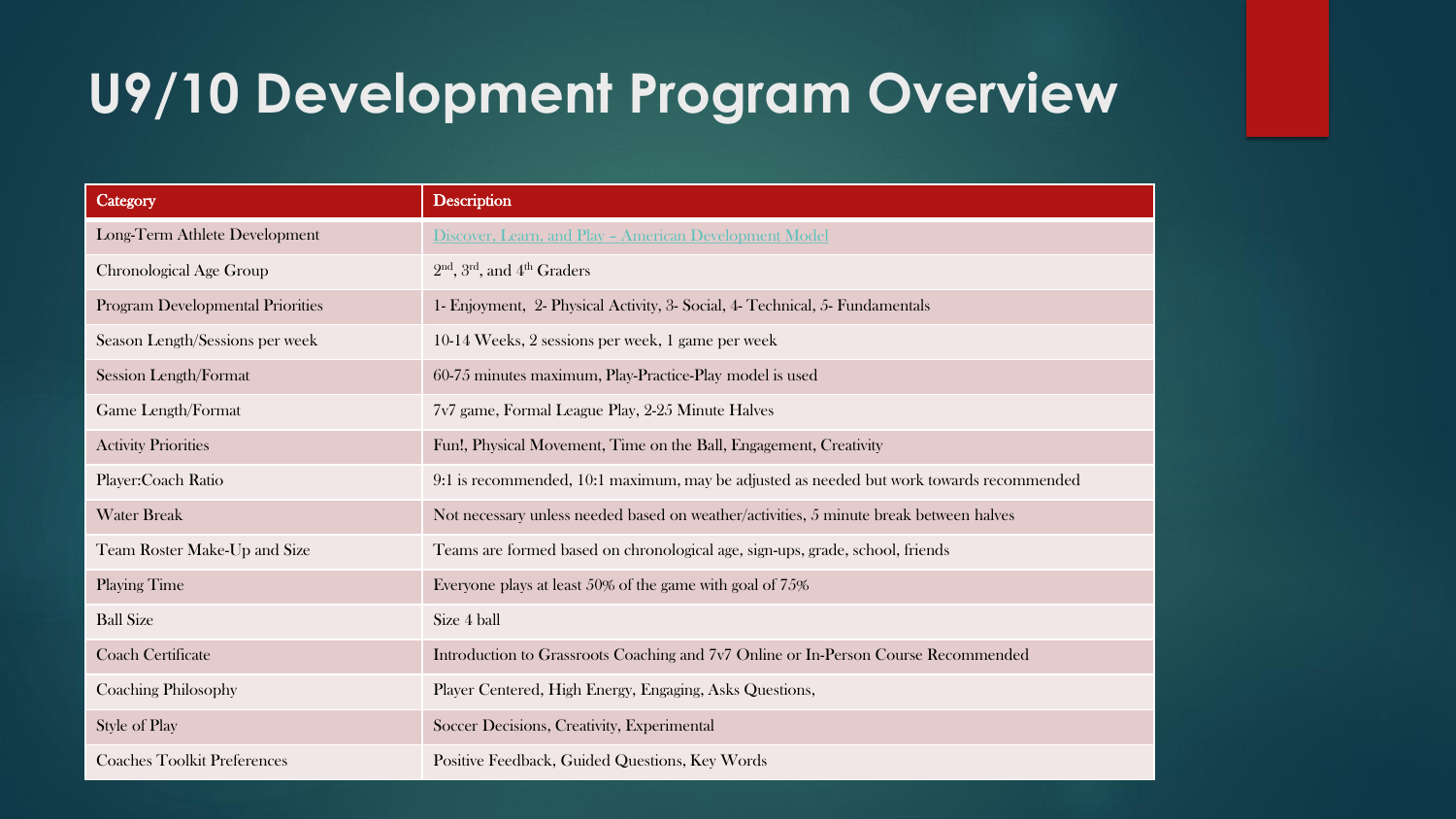# U9/10 Development Program Overview

| Category | Description |
| --- | --- |
| Long-Term Athlete Development | Discover, Learn, and Play – American Development Model |
| Chronological Age Group | 2nd, 3rd, and 4th Graders |
| Program Developmental Priorities | 1- Enjoyment, 2- Physical Activity, 3- Social, 4- Technical, 5- Fundamentals |
| Season Length/Sessions per week | 10-14 Weeks, 2 sessions per week, 1 game per week |
| Session Length/Format | 60-75 minutes maximum, Play-Practice-Play model is used |
| Game Length/Format | 7v7 game, Formal League Play, 2-25 Minute Halves |
| Activity Priorities | Fun!, Physical Movement, Time on the Ball, Engagement, Creativity |
| Player:Coach Ratio | 9:1 is recommended, 10:1 maximum, may be adjusted as needed but work towards recommended |
| Water Break | Not necessary unless needed based on weather/activities, 5 minute break between halves |
| Team Roster Make-Up and Size | Teams are formed based on chronological age, sign-ups, grade, school, friends |
| Playing Time | Everyone plays at least 50% of the game with goal of 75% |
| Ball Size | Size 4 ball |
| Coach Certificate | Introduction to Grassroots Coaching and 7v7 Online or In-Person Course Recommended |
| Coaching Philosophy | Player Centered, High Energy, Engaging, Asks Questions, |
| Style of Play | Soccer Decisions, Creativity, Experimental |
| Coaches Toolkit Preferences | Positive Feedback, Guided Questions, Key Words |